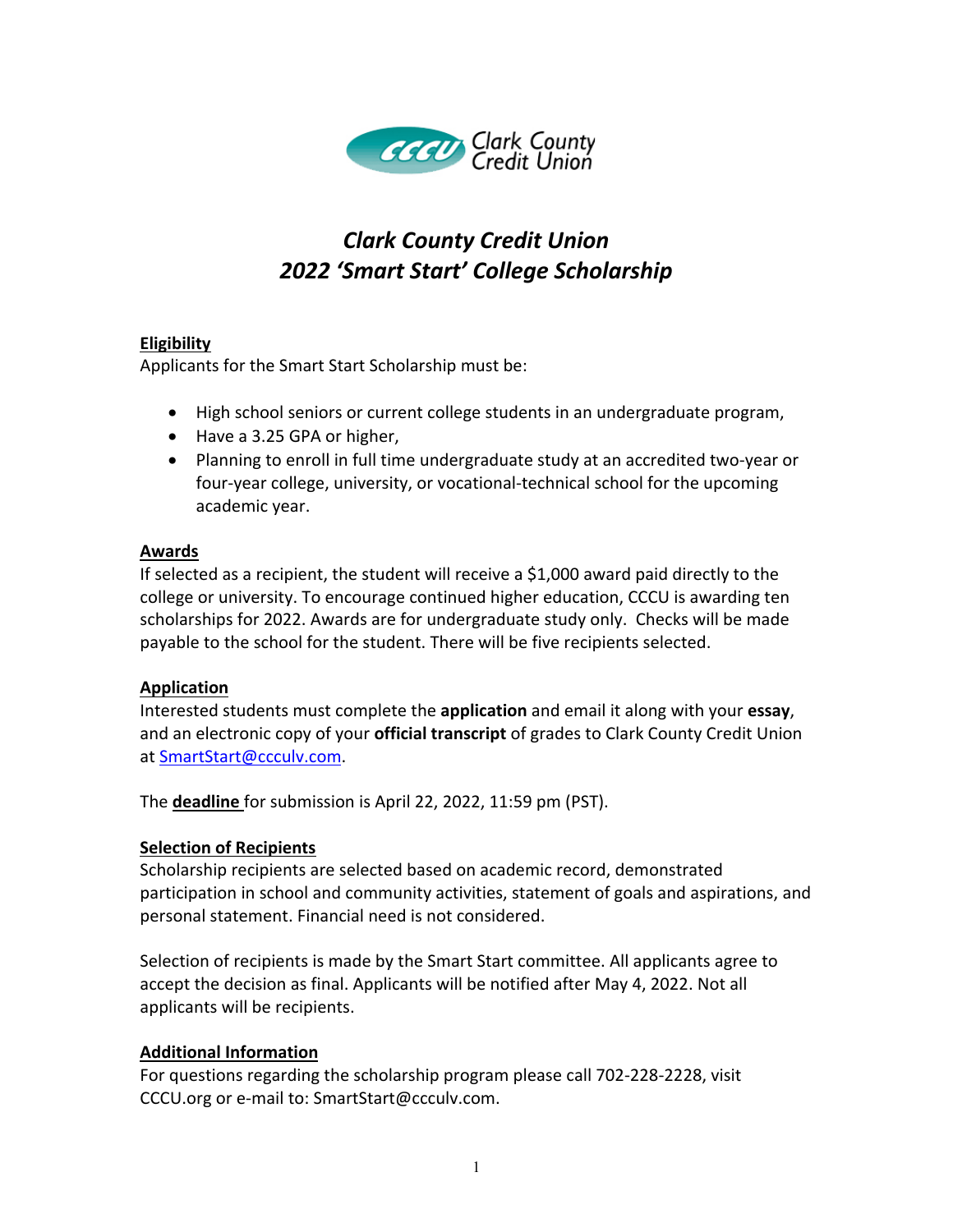Clark County Credit Union

# *Clark County Credit Union*
# *2022 'Smart Start' College Scholarship*

**Eligibility**

Applicants for the Smart Start Scholarship must be:

- High school seniors or current college students in an undergraduate program,
- Have a 3.25 GPA or higher,
- Planning to enroll in full time undergraduate study at an accredited two-year or four-year college, university, or vocational-technical school for the upcoming academic year.

**Awards**

If selected as a recipient, the student will receive a $1,000 award paid directly to the college or university. To encourage continued higher education, CCCU is awarding ten scholarships for 2022. Awards are for undergraduate study only. Checks will be made payable to the school for the student. There will be five recipients selected.

**Application**

Interested students must complete the **application** and email it along with your **essay**, and an electronic copy of your **official transcript** of grades to Clark County Credit Union at SmartStart@ccculv.com.

The **deadline** for submission is April 22, 2022, 11:59 pm (PST).

**Selection of Recipients**

Scholarship recipients are selected based on academic record, demonstrated participation in school and community activities, statement of goals and aspirations, and personal statement. Financial need is not considered.

Selection of recipients is made by the Smart Start committee. All applicants agree to accept the decision as final. Applicants will be notified after May 4, 2022. Not all applicants will be recipients.

**Additional Information**

For questions regarding the scholarship program please call 702-228-2228, visit CCCU.org or e-mail to: SmartStart@ccculv.com.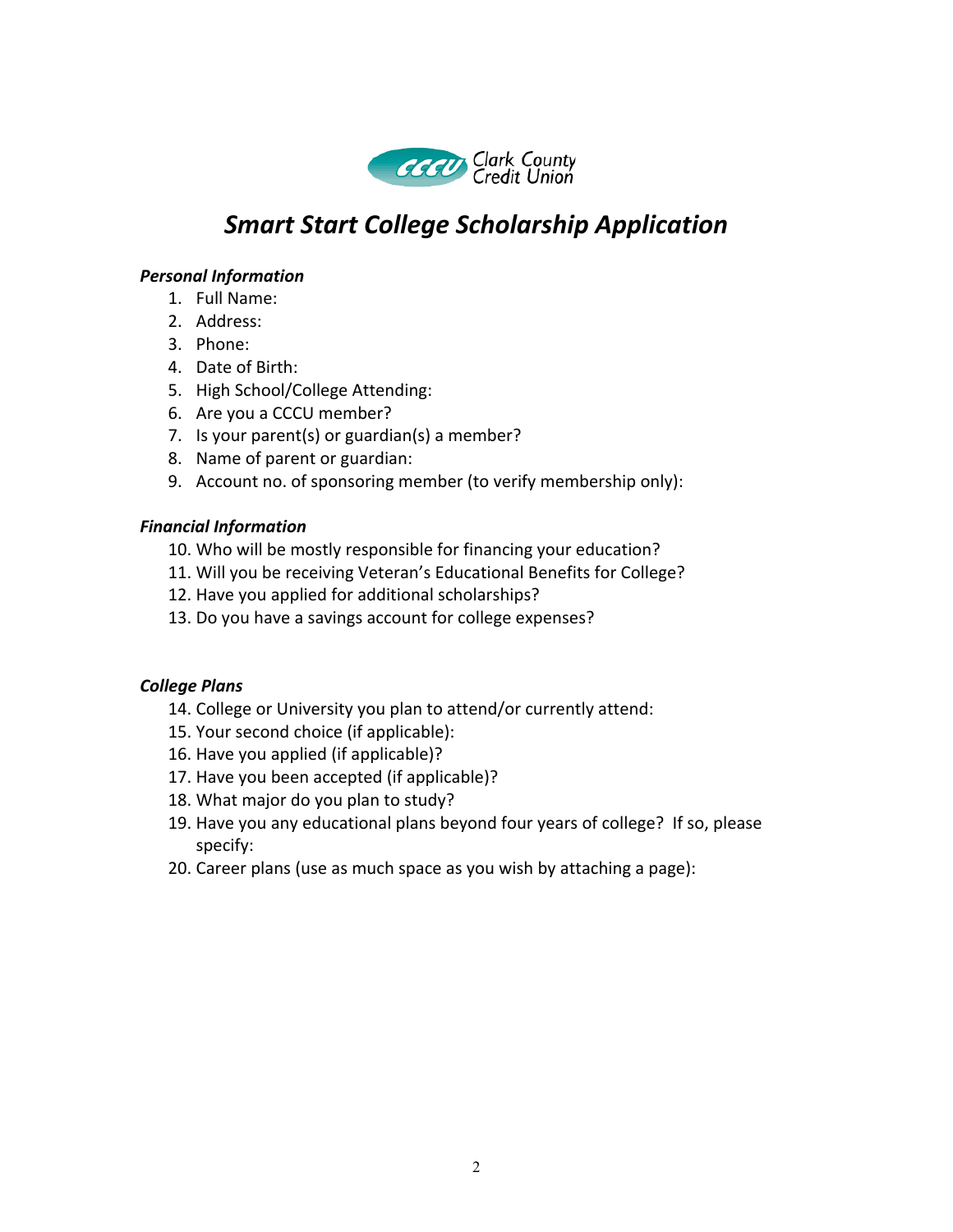Clark County Credit Union

# *Smart Start College Scholarship Application*

***Personal Information***

1. Full Name:
2. Address:
3. Phone:
4. Date of Birth:
5. High School/College Attending:
6. Are you a CCCU member?
7. Is your parent(s) or guardian(s) a member?
8. Name of parent or guardian:
9. Account no. of sponsoring member (to verify membership only):

***Financial Information***

10. Who will be mostly responsible for financing your education?
11. Will you be receiving Veteran's Educational Benefits for College?
12. Have you applied for additional scholarships?
13. Do you have a savings account for college expenses?

***College Plans***

14. College or University you plan to attend/or currently attend:
15. Your second choice (if applicable):
16. Have you applied (if applicable)?
17. Have you been accepted (if applicable)?
18. What major do you plan to study?
19. Have you any educational plans beyond four years of college? If so, please specify:
20. Career plans (use as much space as you wish by attaching a page):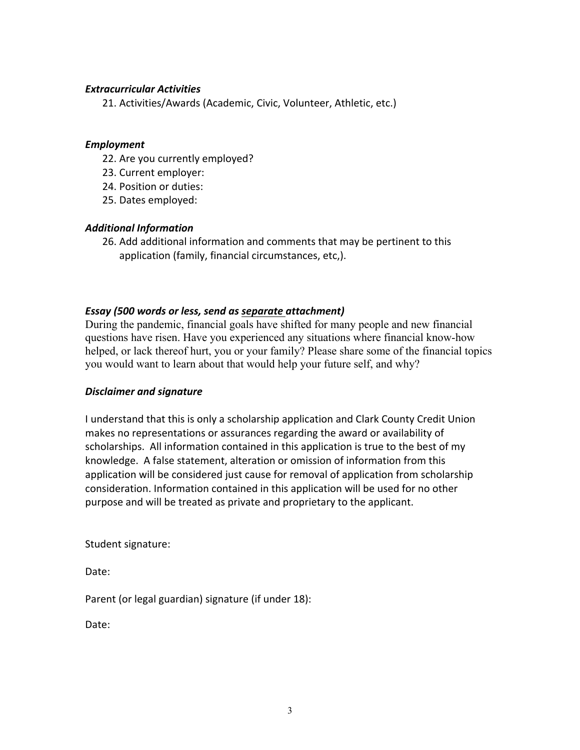### *Extracurricular Activities*

21. Activities/Awards (Academic, Civic, Volunteer, Athletic, etc.)

### *Employment*

22. Are you currently employed?
23. Current employer:
24. Position or duties:
25. Dates employed:

### *Additional Information*

26. Add additional information and comments that may be pertinent to this application (family, financial circumstances, etc,).

### *Essay (500 words or less, send as <u>separate</u> attachment)*

During the pandemic, financial goals have shifted for many people and new financial questions have risen. Have you experienced any situations where financial know-how helped, or lack thereof hurt, you or your family? Please share some of the financial topics you would want to learn about that would help your future self, and why?

### *Disclaimer and signature*

I understand that this is only a scholarship application and Clark County Credit Union makes no representations or assurances regarding the award or availability of scholarships. All information contained in this application is true to the best of my knowledge. A false statement, alteration or omission of information from this application will be considered just cause for removal of application from scholarship consideration. Information contained in this application will be used for no other purpose and will be treated as private and proprietary to the applicant.

Student signature:

Date:

Parent (or legal guardian) signature (if under 18):

Date: